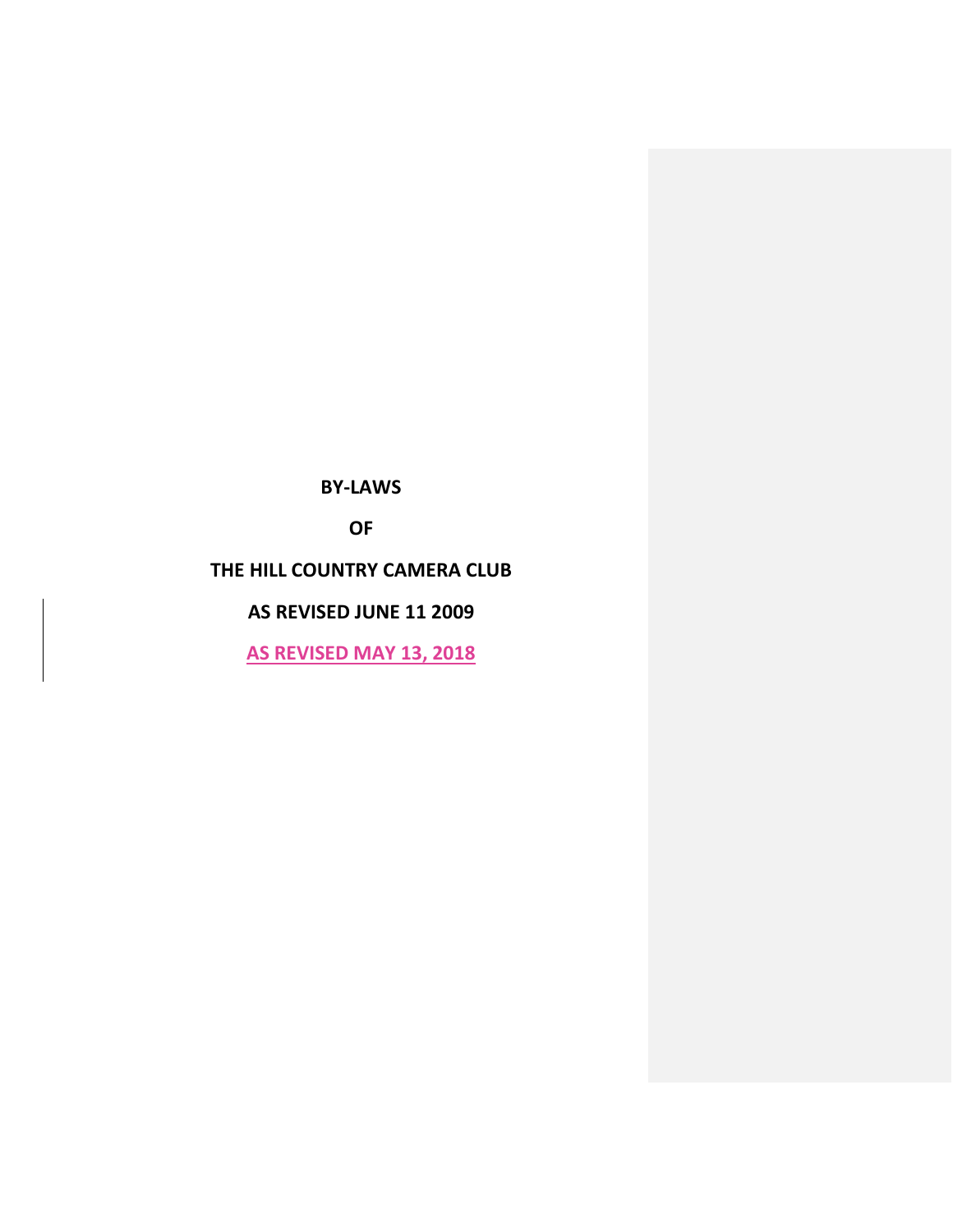**BY-LAWS**

**OF**

**THE HILL COUNTRY CAMERA CLUB**

**AS REVISED JUNE 11 2009**

**AS REVISED MAY 13, 2018**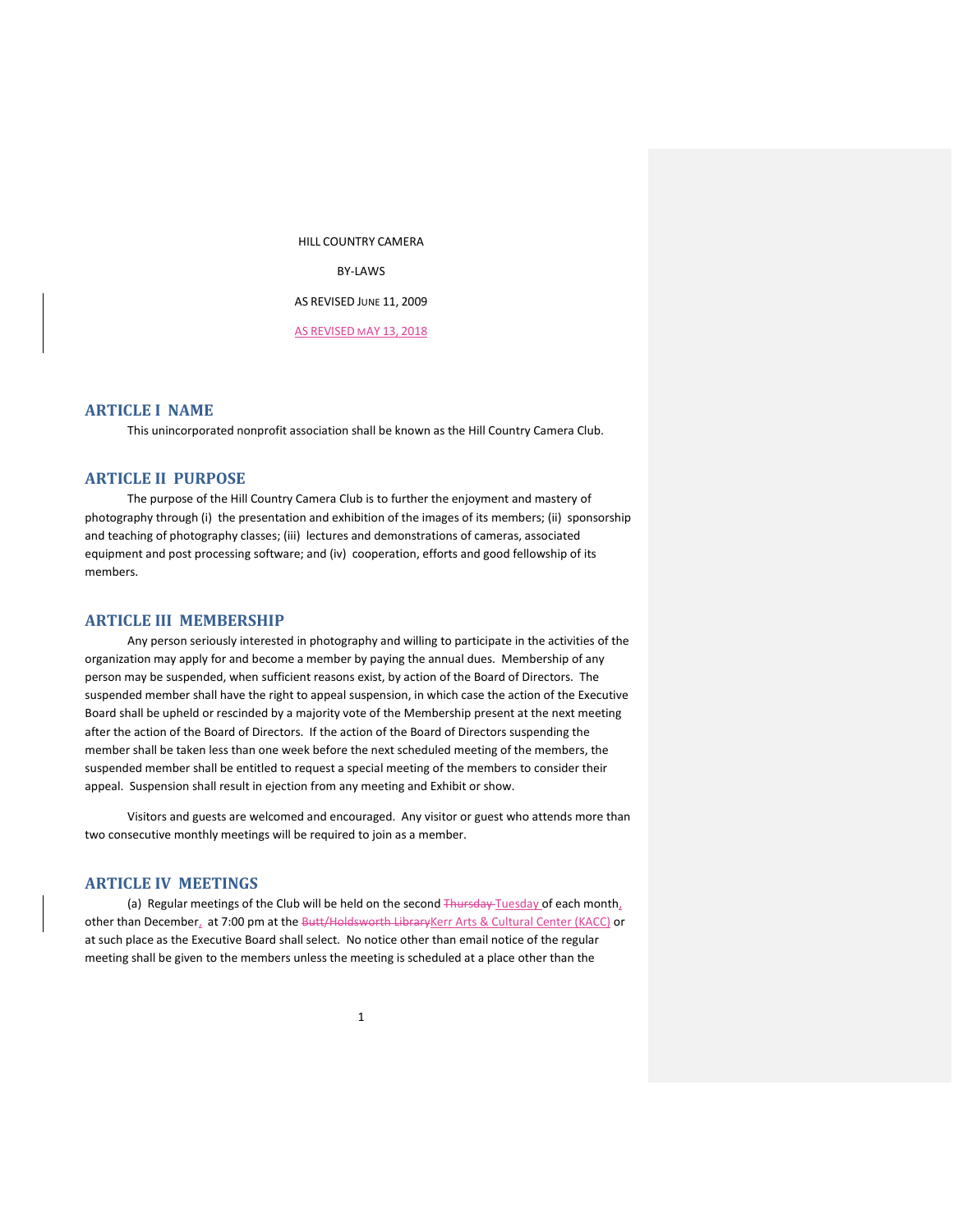HILL COUNTRY CAMERA

BY-LAWS

AS REVISED JUNE 11, 2009

AS REVISED MAY 13, 2018

## ARTICLE I NAME

This unincorporated nonprofit association shall be known as the Hill Country Camera Club.

## ARTICLE II PURPOSE

The purpose of the Hill Country Camera Club is to further the enjoyment and mastery of photography through (i) the presentation and exhibition of the images of its members; (ii) sponsorship and teaching of photography classes; (iii) lectures and demonstrations of cameras, associated equipment and post processing software; and (iv) cooperation, efforts and good fellowship of its members.

## ARTICLE III MEMBERSHIP

Any person seriously interested in photography and willing to participate in the activities of the organization may apply for and become a member by paying the annual dues. Membership of any person may be suspended, when sufficient reasons exist, by action of the Board of Directors. The suspended member shall have the right to appeal suspension, in which case the action of the Executive Board shall be upheld or rescinded by a majority vote of the Membership present at the next meeting after the action of the Board of Directors. If the action of the Board of Directors suspending the member shall be taken less than one week before the next scheduled meeting of the members, the suspended member shall be entitled to request a special meeting of the members to consider their appeal. Suspension shall result in ejection from any meeting and Exhibit or show.

Visitors and guests are welcomed and encouraged. Any visitor or guest who attends more than two consecutive monthly meetings will be required to join as a member.

## ARTICLE IV MEETINGS

(a) Regular meetings of the Club will be held on the second ~~Thursday~~ Tuesday of each month, other than December, at 7:00 pm at the ~~Butt/Holdsworth Library~~Kerr Arts & Cultural Center (KACC) or at such place as the Executive Board shall select. No notice other than email notice of the regular meeting shall be given to the members unless the meeting is scheduled at a place other than the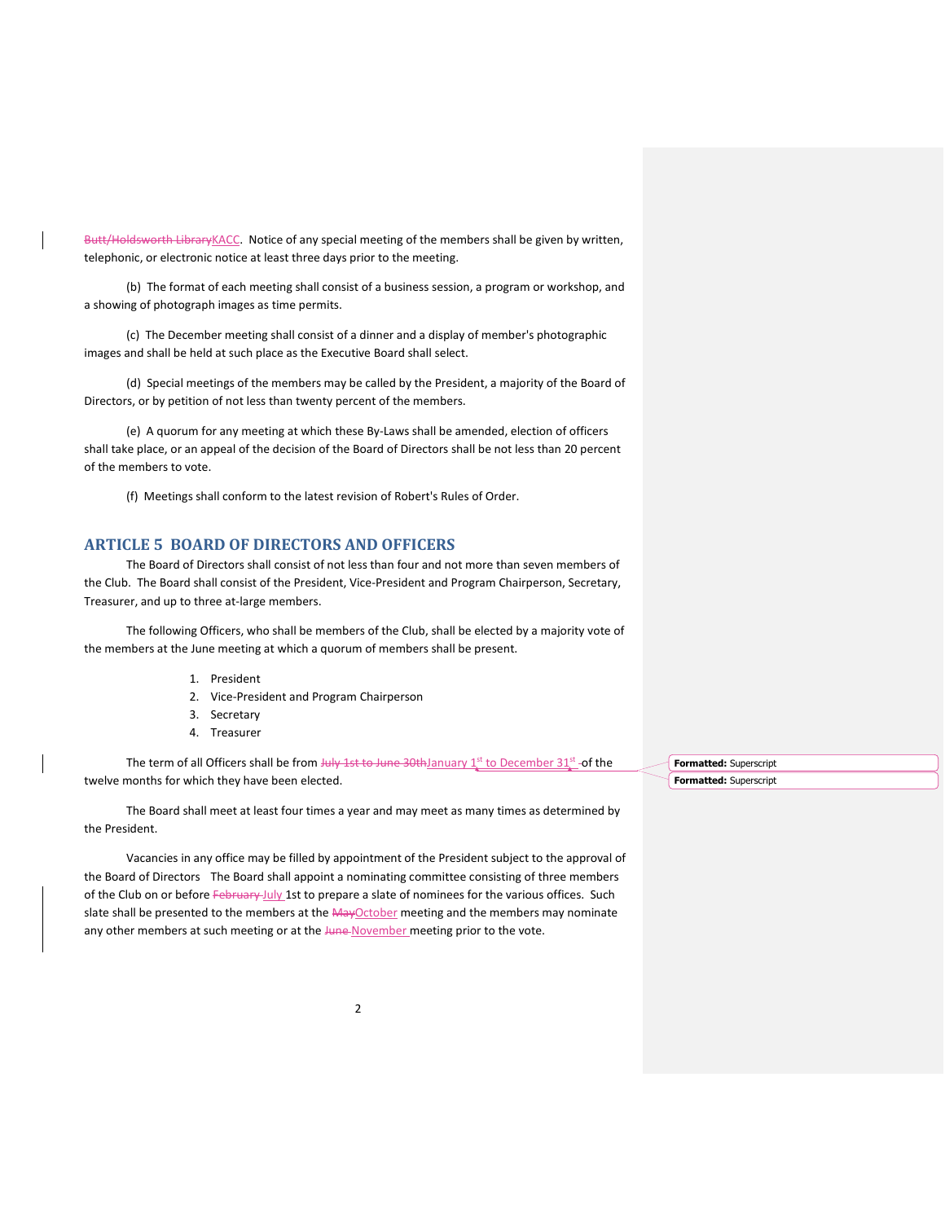~~Butt/Holdsworth Library~~KACC. Notice of any special meeting of the members shall be given by written, telephonic, or electronic notice at least three days prior to the meeting.

(b) The format of each meeting shall consist of a business session, a program or workshop, and a showing of photograph images as time permits.

(c) The December meeting shall consist of a dinner and a display of member's photographic images and shall be held at such place as the Executive Board shall select.

(d) Special meetings of the members may be called by the President, a majority of the Board of Directors, or by petition of not less than twenty percent of the members.

(e) A quorum for any meeting at which these By-Laws shall be amended, election of officers shall take place, or an appeal of the decision of the Board of Directors shall be not less than 20 percent of the members to vote.

(f) Meetings shall conform to the latest revision of Robert's Rules of Order.

## ARTICLE 5 BOARD OF DIRECTORS AND OFFICERS

The Board of Directors shall consist of not less than four and not more than seven members of the Club. The Board shall consist of the President, Vice-President and Program Chairperson, Secretary, Treasurer, and up to three at-large members.

The following Officers, who shall be members of the Club, shall be elected by a majority vote of the members at the June meeting at which a quorum of members shall be present.

1. President
2. Vice-President and Program Chairperson
3. Secretary
4. Treasurer

The term of all Officers shall be from ~~July 1st to June 30th~~January 1st to December 31st of the twelve months for which they have been elected.

The Board shall meet at least four times a year and may meet as many times as determined by the President.

Vacancies in any office may be filled by appointment of the President subject to the approval of the Board of Directors The Board shall appoint a nominating committee consisting of three members of the Club on or before ~~February~~ July 1st to prepare a slate of nominees for the various offices. Such slate shall be presented to the members at the ~~May~~October meeting and the members may nominate any other members at such meeting or at the ~~June~~ November meeting prior to the vote.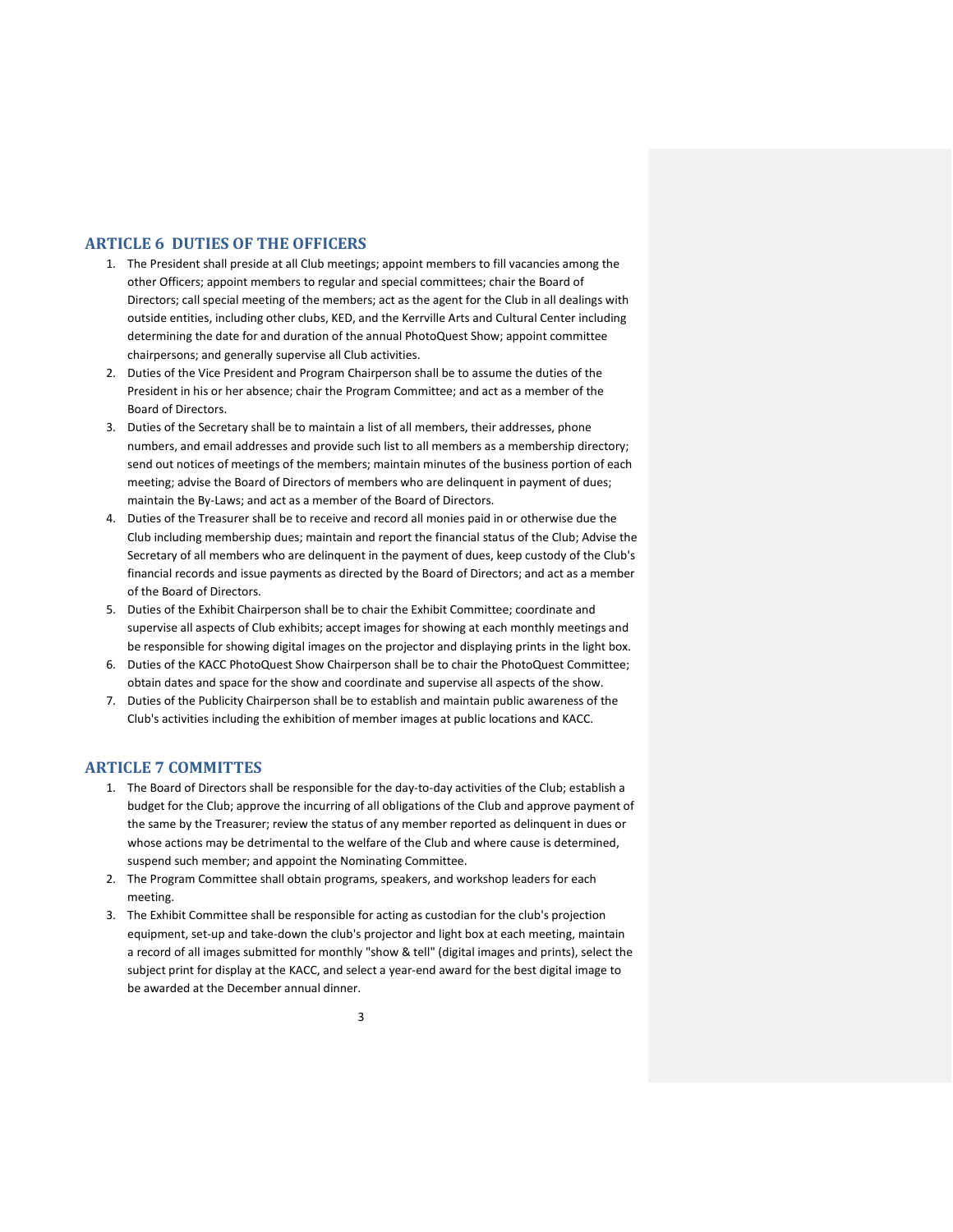## ARTICLE 6 DUTIES OF THE OFFICERS

1. The President shall preside at all Club meetings; appoint members to fill vacancies among the other Officers; appoint members to regular and special committees; chair the Board of Directors; call special meeting of the members; act as the agent for the Club in all dealings with outside entities, including other clubs, KED, and the Kerrville Arts and Cultural Center including determining the date for and duration of the annual PhotoQuest Show; appoint committee chairpersons; and generally supervise all Club activities.
2. Duties of the Vice President and Program Chairperson shall be to assume the duties of the President in his or her absence; chair the Program Committee; and act as a member of the Board of Directors.
3. Duties of the Secretary shall be to maintain a list of all members, their addresses, phone numbers, and email addresses and provide such list to all members as a membership directory; send out notices of meetings of the members; maintain minutes of the business portion of each meeting; advise the Board of Directors of members who are delinquent in payment of dues; maintain the By-Laws; and act as a member of the Board of Directors.
4. Duties of the Treasurer shall be to receive and record all monies paid in or otherwise due the Club including membership dues; maintain and report the financial status of the Club; Advise the Secretary of all members who are delinquent in the payment of dues, keep custody of the Club's financial records and issue payments as directed by the Board of Directors; and act as a member of the Board of Directors.
5. Duties of the Exhibit Chairperson shall be to chair the Exhibit Committee; coordinate and supervise all aspects of Club exhibits; accept images for showing at each monthly meetings and be responsible for showing digital images on the projector and displaying prints in the light box.
6. Duties of the KACC PhotoQuest Show Chairperson shall be to chair the PhotoQuest Committee; obtain dates and space for the show and coordinate and supervise all aspects of the show.
7. Duties of the Publicity Chairperson shall be to establish and maintain public awareness of the Club's activities including the exhibition of member images at public locations and KACC.

## ARTICLE 7 COMMITTEES

1. The Board of Directors shall be responsible for the day-to-day activities of the Club; establish a budget for the Club; approve the incurring of all obligations of the Club and approve payment of the same by the Treasurer; review the status of any member reported as delinquent in dues or whose actions may be detrimental to the welfare of the Club and where cause is determined, suspend such member; and appoint the Nominating Committee.
2. The Program Committee shall obtain programs, speakers, and workshop leaders for each meeting.
3. The Exhibit Committee shall be responsible for acting as custodian for the club's projection equipment, set-up and take-down the club's projector and light box at each meeting, maintain a record of all images submitted for monthly "show & tell" (digital images and prints), select the subject print for display at the KACC, and select a year-end award for the best digital image to be awarded at the December annual dinner.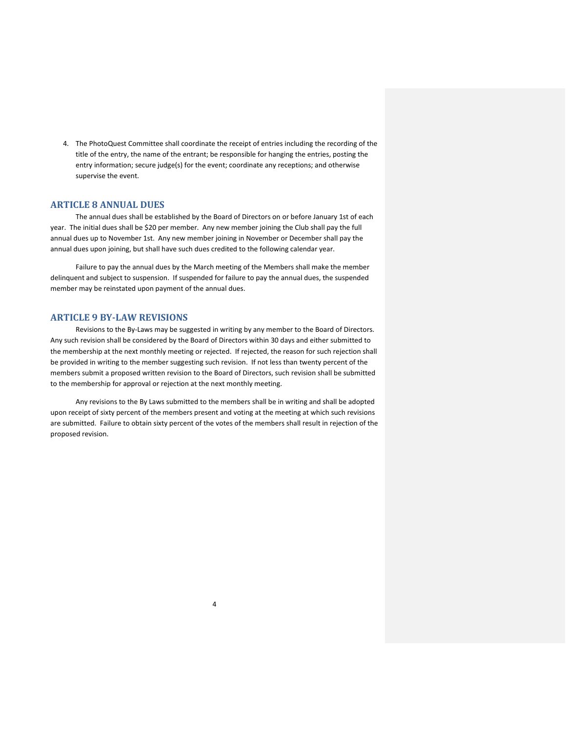4. The PhotoQuest Committee shall coordinate the receipt of entries including the recording of the title of the entry, the name of the entrant; be responsible for hanging the entries, posting the entry information; secure judge(s) for the event; coordinate any receptions; and otherwise supervise the event.

## ARTICLE 8 ANNUAL DUES

The annual dues shall be established by the Board of Directors on or before January 1st of each year. The initial dues shall be $20 per member. Any new member joining the Club shall pay the full annual dues up to November 1st. Any new member joining in November or December shall pay the annual dues upon joining, but shall have such dues credited to the following calendar year.

Failure to pay the annual dues by the March meeting of the Members shall make the member delinquent and subject to suspension. If suspended for failure to pay the annual dues, the suspended member may be reinstated upon payment of the annual dues.

## ARTICLE 9 BY-LAW REVISIONS

Revisions to the By-Laws may be suggested in writing by any member to the Board of Directors. Any such revision shall be considered by the Board of Directors within 30 days and either submitted to the membership at the next monthly meeting or rejected. If rejected, the reason for such rejection shall be provided in writing to the member suggesting such revision. If not less than twenty percent of the members submit a proposed written revision to the Board of Directors, such revision shall be submitted to the membership for approval or rejection at the next monthly meeting.

Any revisions to the By Laws submitted to the members shall be in writing and shall be adopted upon receipt of sixty percent of the members present and voting at the meeting at which such revisions are submitted. Failure to obtain sixty percent of the votes of the members shall result in rejection of the proposed revision.